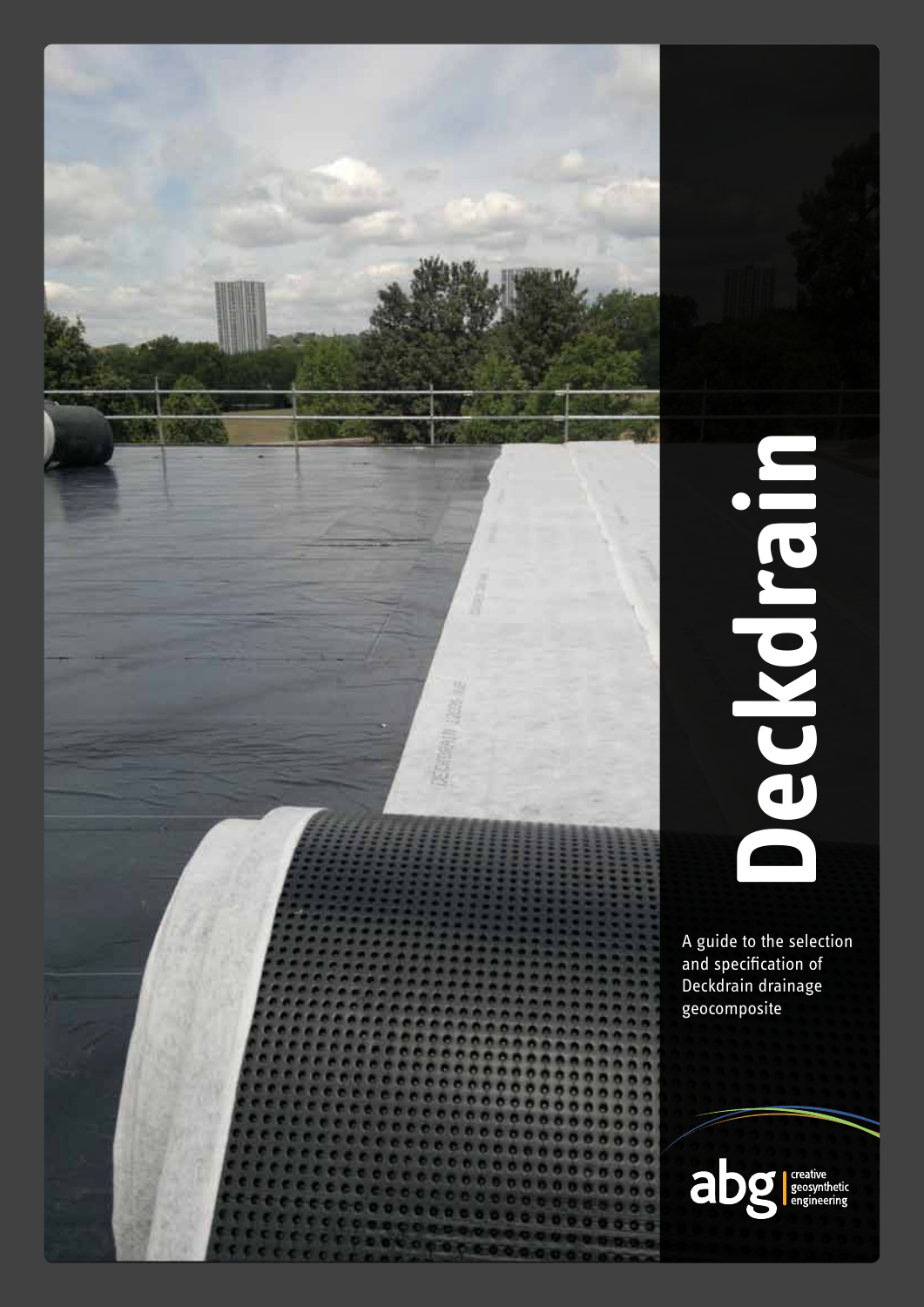# Deckdrain

A guide to the selection and specification of Deckdrain drainage geocomposite

abg creative geosynthetic engineering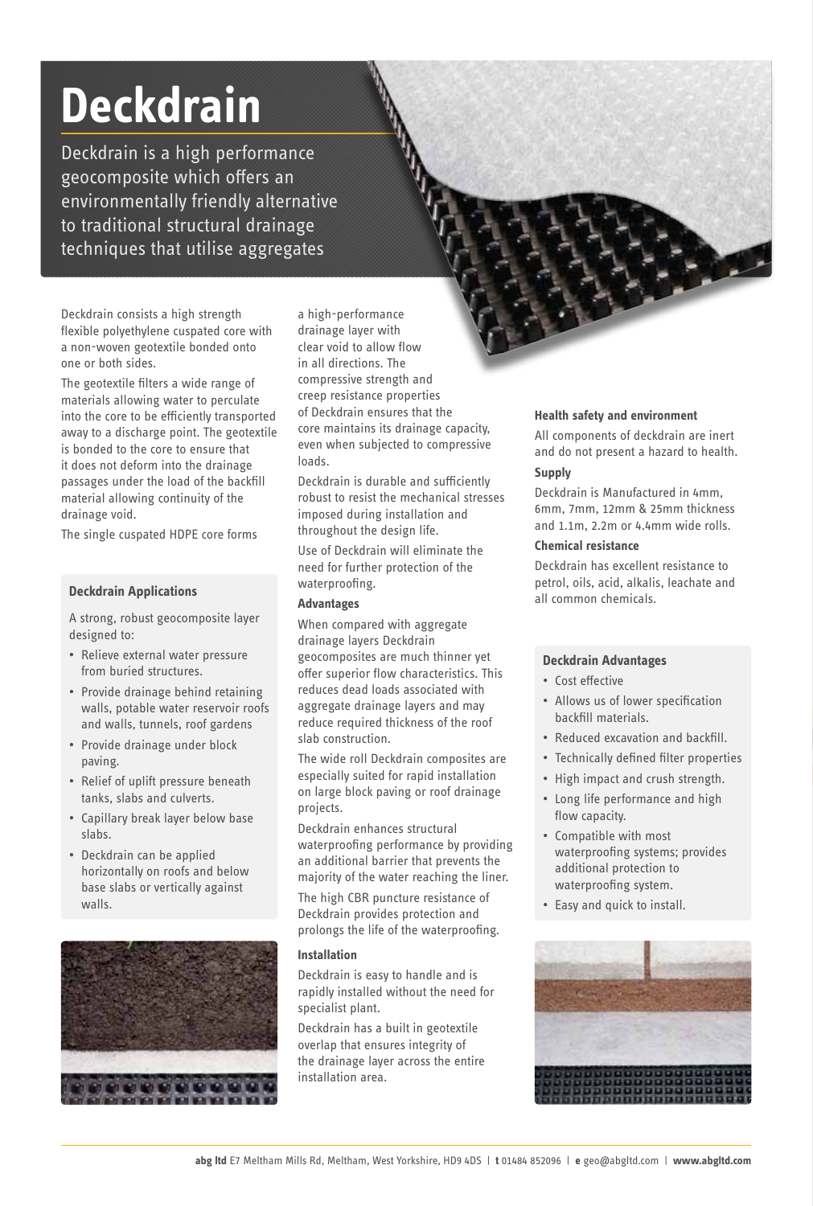# Deckdrain

Deckdrain is a high performance geocomposite which offers an environmentally friendly alternative to traditional structural drainage techniques that utilise aggregates

Deckdrain consists a high strength flexible polyethylene cuspated core with a non-woven geotextile bonded onto one or both sides.

The geotextile filters a wide range of materials allowing water to perculate into the core to be efficiently transported away to a discharge point. The geotextile is bonded to the core to ensure that it does not deform into the drainage passages under the load of the backfill material allowing continuity of the drainage void.

The single cuspated HDPE core forms a high-performance drainage layer with clear void to allow flow in all directions. The compressive strength and creep resistance properties of Deckdrain ensures that the core maintains its drainage capacity, even when subjected to compressive loads.

Deckdrain is durable and sufficiently robust to resist the mechanical stresses imposed during installation and throughout the design life.

Use of Deckdrain will eliminate the need for further protection of the waterproofing.

### Deckdrain Applications

A strong, robust geocomposite layer designed to:

- Relieve external water pressure from buried structures.
- Provide drainage behind retaining walls, potable water reservoir roofs and walls, tunnels, roof gardens
- Provide drainage under block paving.
- Relief of uplift pressure beneath tanks, slabs and culverts.
- Capillary break layer below base slabs.
- Deckdrain can be applied horizontally on roofs and below base slabs or vertically against walls.

### Advantages

When compared with aggregate drainage layers Deckdrain geocomposites are much thinner yet offer superior flow characteristics. This reduces dead loads associated with aggregate drainage layers and may reduce required thickness of the roof slab construction.

The wide roll Deckdrain composites are especially suited for rapid installation on large block paving or roof drainage projects.

Deckdrain enhances structural waterproofing performance by providing an additional barrier that prevents the majority of the water reaching the liner.

The high CBR puncture resistance of Deckdrain provides protection and prolongs the life of the waterproofing.

### Installation

Deckdrain is easy to handle and is rapidly installed without the need for specialist plant.

Deckdrain has a built in geotextile overlap that ensures integrity of the drainage layer across the entire installation area.

### Health safety and environment

All components of deckdrain are inert and do not present a hazard to health.

### Supply

Deckdrain is Manufactured in 4mm, 6mm, 7mm, 12mm & 25mm thickness and 1.1m, 2.2m or 4.4mm wide rolls.

### Chemical resistance

Deckdrain has excellent resistance to petrol, oils, acid, alkalis, leachate and all common chemicals.

### Deckdrain Advantages

- Cost effective
- Allows us of lower specification backfill materials.
- Reduced excavation and backfill.
- Technically defined filter properties
- High impact and crush strength.
- Long life performance and high flow capacity.
- Compatible with most waterproofing systems; provides additional protection to waterproofing system.
- Easy and quick to install.

**abg ltd** E7 Meltham Mills Rd, Meltham, West Yorkshire, HD9 4DS | **t** 01484 852096 | **e** geo@abgltd.com | **www.abgltd.com**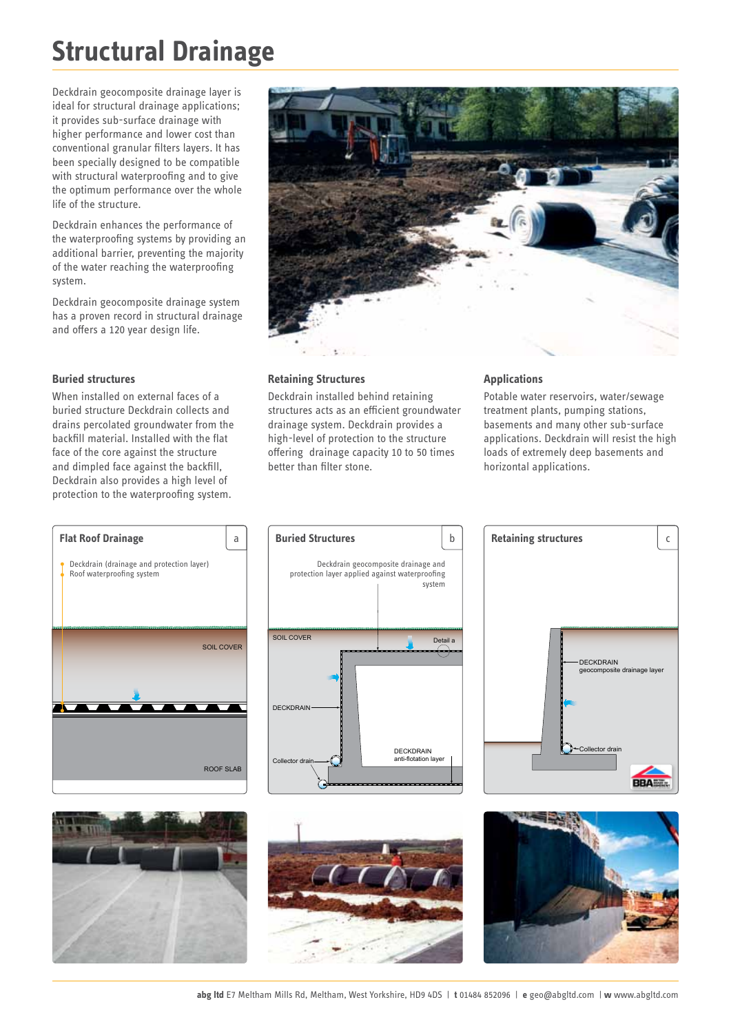# Structural Drainage

Deckdrain geocomposite drainage layer is ideal for structural drainage applications; it provides sub-surface drainage with higher performance and lower cost than conventional granular filters layers. It has been specially designed to be compatible with structural waterproofing and to give the optimum performance over the whole life of the structure.

Deckdrain enhances the performance of the waterproofing systems by providing an additional barrier, preventing the majority of the water reaching the waterproofing system.

Deckdrain geocomposite drainage system has a proven record in structural drainage and offers a 120 year design life.

### Buried structures

When installed on external faces of a buried structure Deckdrain collects and drains percolated groundwater from the backfill material. Installed with the flat face of the core against the structure and dimpled face against the backfill, Deckdrain also provides a high level of protection to the waterproofing system.

### Retaining Structures

Deckdrain installed behind retaining structures acts as an efficient groundwater drainage system. Deckdrain provides a high-level of protection to the structure offering drainage capacity 10 to 50 times better than filter stone.

### Applications

Potable water reservoirs, water/sewage treatment plants, pumping stations, basements and many other sub-surface applications. Deckdrain will resist the high loads of extremely deep basements and horizontal applications.

**Flat Roof Drainage** (a)

- Deckdrain (drainage and protection layer)
- Roof waterproofing system

SOIL COVER

ROOF SLAB

**Buried Structures** (b)

Deckdrain geocomposite drainage and protection layer applied against waterproofing system

SOIL COVER

Detail a

DECKDRAIN

Collector drain

DECKDRAIN anti-flotation layer

**Retaining structures** (c)

DECKDRAIN geocomposite drainage layer

Collector drain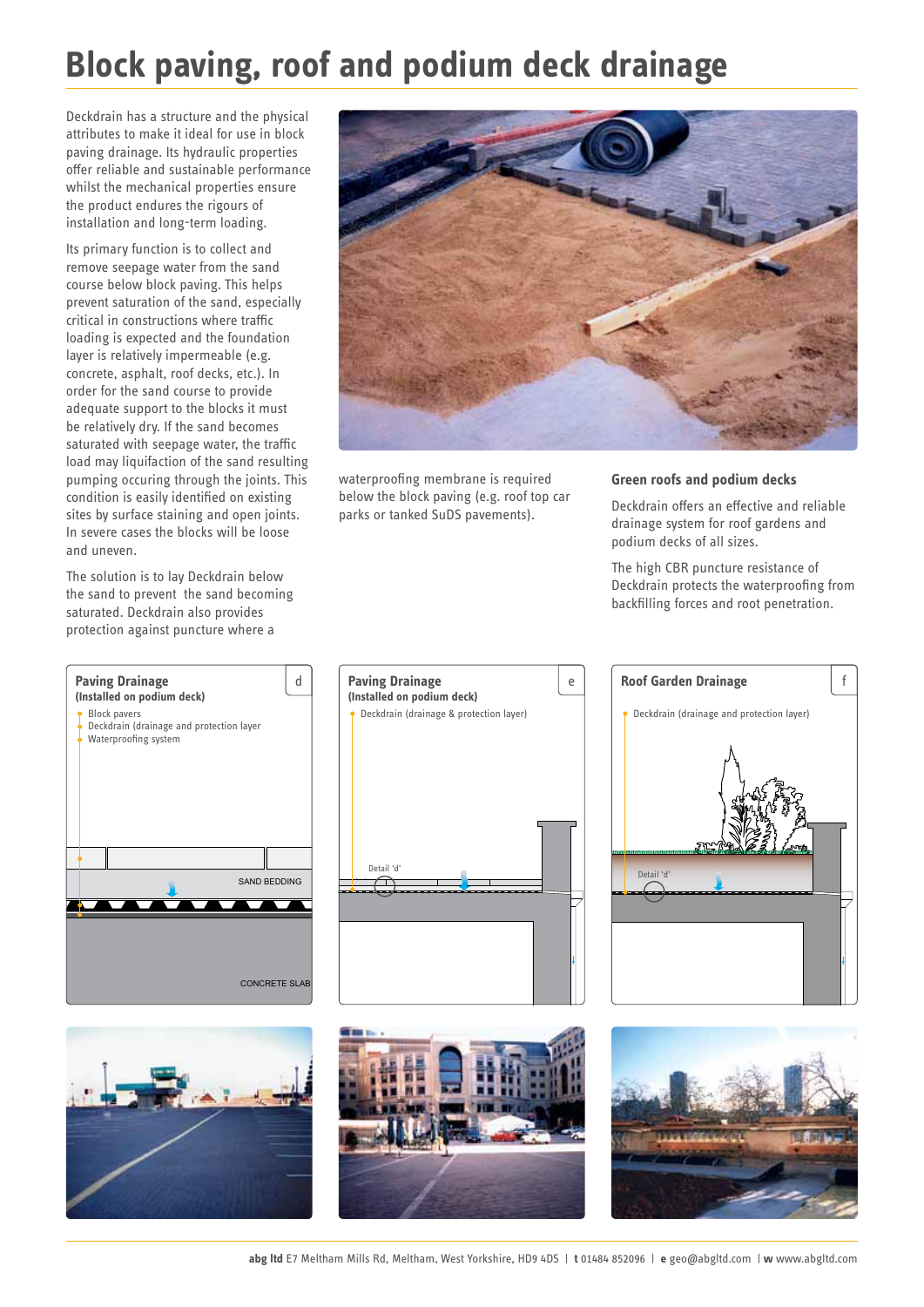# Block paving, roof and podium deck drainage

Deckdrain has a structure and the physical attributes to make it ideal for use in block paving drainage. Its hydraulic properties offer reliable and sustainable performance whilst the mechanical properties ensure the product endures the rigours of installation and long-term loading.

Its primary function is to collect and remove seepage water from the sand course below block paving. This helps prevent saturation of the sand, especially critical in constructions where traffic loading is expected and the foundation layer is relatively impermeable (e.g. concrete, asphalt, roof decks, etc.). In order for the sand course to provide adequate support to the blocks it must be relatively dry. If the sand becomes saturated with seepage water, the traffic load may liquifaction of the sand resulting pumping occuring through the joints. This condition is easily identified on existing sites by surface staining and open joints. In severe cases the blocks will be loose and uneven.

The solution is to lay Deckdrain below the sand to prevent the sand becoming saturated. Deckdrain also provides protection against puncture where a waterproofing membrane is required below the block paving (e.g. roof top car parks or tanked SuDS pavements).

### Green roofs and podium decks

Deckdrain offers an effective and reliable drainage system for roof gardens and podium decks of all sizes.

The high CBR puncture resistance of Deckdrain protects the waterproofing from backfilling forces and root penetration.

**Paving Drainage** (d)
**(Installed on podium deck)**

- Block pavers
- Deckdrain (drainage and protection layer
- Waterproofing system

SAND BEDDING

CONCRETE SLAB

**Paving Drainage** (e)
**(Installed on podium deck)**

- Deckdrain (drainage & protection layer)

Detail 'd'

**Roof Garden Drainage** (f)

- Deckdrain (drainage and protection layer)

Detail 'd'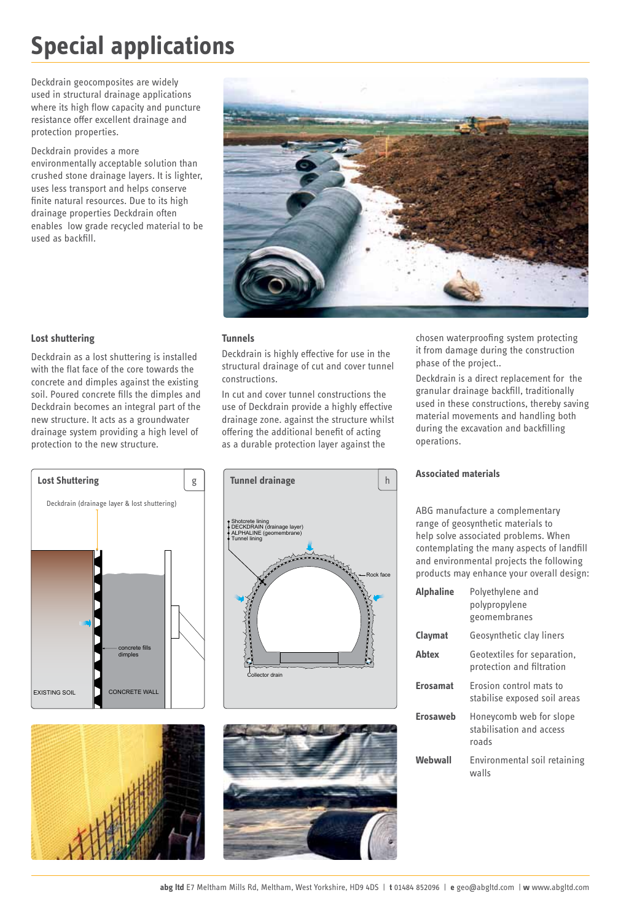# Special applications

Deckdrain geocomposites are widely used in structural drainage applications where its high flow capacity and puncture resistance offer excellent drainage and protection properties.

Deckdrain provides a more environmentally acceptable solution than crushed stone drainage layers. It is lighter, uses less transport and helps conserve finite natural resources. Due to its high drainage properties Deckdrain often enables low grade recycled material to be used as backfill.

### Lost shuttering

Deckdrain as a lost shuttering is installed with the flat face of the core towards the concrete and dimples against the existing soil. Poured concrete fills the dimples and Deckdrain becomes an integral part of the new structure. It acts as a groundwater drainage system providing a high level of protection to the new structure.

**Lost Shuttering** g

Deckdrain (drainage layer & lost shuttering)

concrete fills dimples

EXISTING SOIL

CONCRETE WALL

### Tunnels

Deckdrain is highly effective for use in the structural drainage of cut and cover tunnel constructions.

In cut and cover tunnel constructions the use of Deckdrain provide a highly effective drainage zone. against the structure whilst offering the additional benefit of acting as a durable protection layer against the chosen waterproofing system protecting it from damage during the construction phase of the project..

Deckdrain is a direct replacement for the granular drainage backfill, traditionally used in these constructions, thereby saving material movements and handling both during the excavation and backfilling operations.

**Tunnel drainage** h

Shotcrete lining
DECKDRAIN (drainage layer)
ALPHALINE (geomembrane)
Tunnel lining

Rock face

Collector drain

### Associated materials

ABG manufacture a complementary range of geosynthetic materials to help solve associated problems. When contemplating the many aspects of landfill and environmental projects the following products may enhance your overall design:

| | |
|---|---|
| **Alphaline** | Polyethylene and polypropylene geomembranes |
| **Claymat** | Geosynthetic clay liners |
| **Abtex** | Geotextiles for separation, protection and filtration |
| **Erosamat** | Erosion control mats to stabilise exposed soil areas |
| **Erosaweb** | Honeycomb web for slope stabilisation and access roads |
| **Webwall** | Environmental soil retaining walls |

**abg ltd** E7 Meltham Mills Rd, Meltham, West Yorkshire, HD9 4DS | **t** 01484 852096 | **e** geo@abgltd.com | **w** www.abgltd.com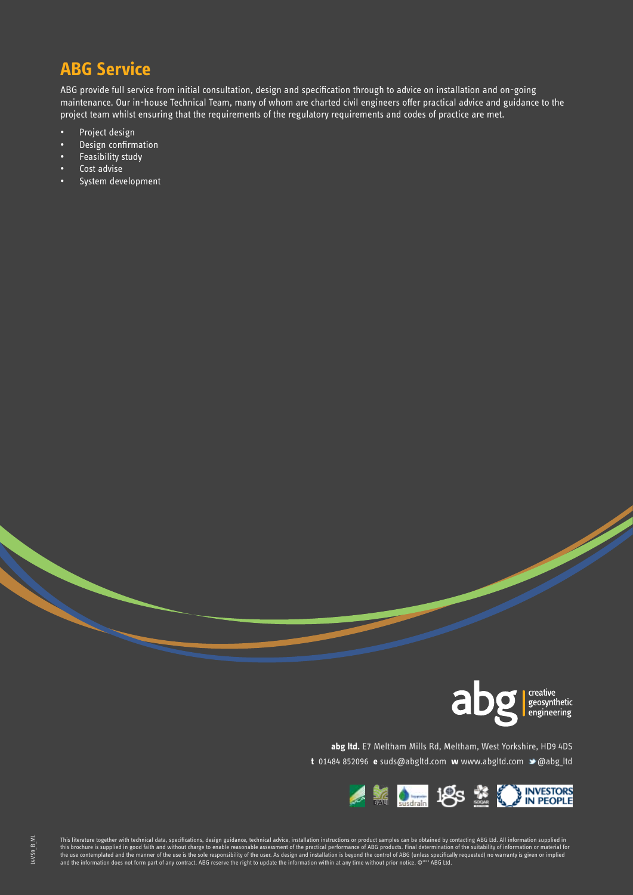## ABG Service

ABG provide full service from initial consultation, design and specification through to advice on installation and on-going maintenance. Our in-house Technical Team, many of whom are charted civil engineers offer practical advice and guidance to the project team whilst ensuring that the requirements of the regulatory requirements and codes of practice are met.

- Project design
- Design confirmation
- Feasibility study
- Cost advise
- System development

abg | creative geosynthetic engineering

**abg ltd.** E7 Meltham Mills Rd, Meltham, West Yorkshire, HD9 4DS

**t** 01484 852096 **e** suds@abgltd.com **w** www.abgltd.com @abg_ltd

This literature together with technical data, specifications, design guidance, technical advice, installation instructions or product samples can be obtained by contacting ABG Ltd. All information supplied in this brochure is supplied in good faith and without charge to enable reasonable assessment of the practical performance of ABG products. Final determination of the suitability of information or material for the use contemplated and the manner of the use is the sole responsibility of the user. As design and installation is beyond the control of ABG (unless specifically requested) no warranty is given or implied and the information does not form part of any contract. ABG reserve the right to update the information within at any time without prior notice. ©2015 ABG Ltd.

L4V59_B_ML